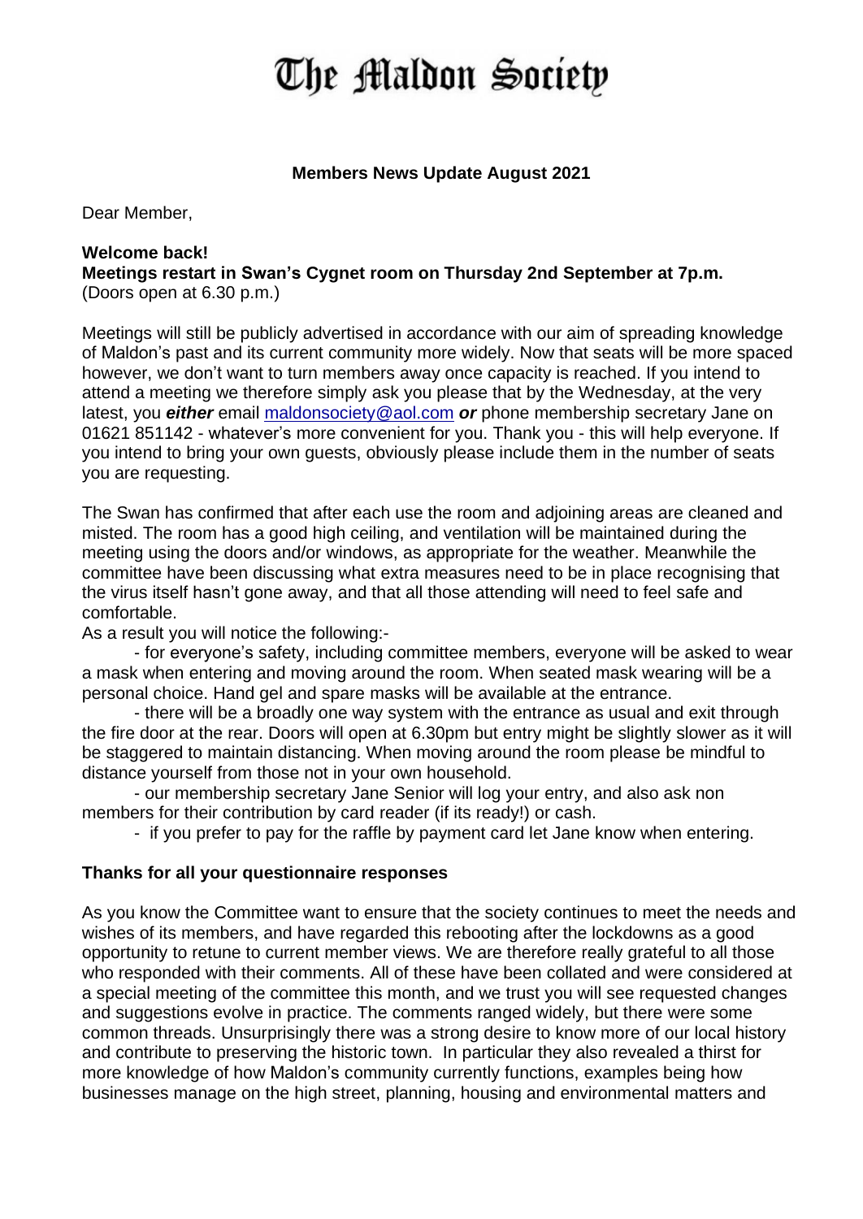# The Maldon Society

**Members News Update August 2021**

Dear Member,

**Welcome back!**
**Meetings restart in Swan's Cygnet room on Thursday 2nd September at 7p.m.**
(Doors open at 6.30 p.m.)

Meetings will still be publicly advertised in accordance with our aim of spreading knowledge of Maldon's past and its current community more widely. Now that seats will be more spaced however, we don't want to turn members away once capacity is reached. If you intend to attend a meeting we therefore simply ask you please that by the Wednesday, at the very latest, you ***either*** email maldonsociety@aol.com ***or*** phone membership secretary Jane on 01621 851142 - whatever's more convenient for you. Thank you - this will help everyone. If you intend to bring your own guests, obviously please include them in the number of seats you are requesting.

The Swan has confirmed that after each use the room and adjoining areas are cleaned and misted. The room has a good high ceiling, and ventilation will be maintained during the meeting using the doors and/or windows, as appropriate for the weather. Meanwhile the committee have been discussing what extra measures need to be in place recognising that the virus itself hasn't gone away, and that all those attending will need to feel safe and comfortable.

As a result you will notice the following:-

- for everyone's safety, including committee members, everyone will be asked to wear a mask when entering and moving around the room. When seated mask wearing will be a personal choice. Hand gel and spare masks will be available at the entrance.
- there will be a broadly one way system with the entrance as usual and exit through the fire door at the rear. Doors will open at 6.30pm but entry might be slightly slower as it will be staggered to maintain distancing. When moving around the room please be mindful to distance yourself from those not in your own household.
- our membership secretary Jane Senior will log your entry, and also ask non members for their contribution by card reader (if its ready!) or cash.
- if you prefer to pay for the raffle by payment card let Jane know when entering.

**Thanks for all your questionnaire responses**

As you know the Committee want to ensure that the society continues to meet the needs and wishes of its members, and have regarded this rebooting after the lockdowns as a good opportunity to retune to current member views. We are therefore really grateful to all those who responded with their comments. All of these have been collated and were considered at a special meeting of the committee this month, and we trust you will see requested changes and suggestions evolve in practice. The comments ranged widely, but there were some common threads. Unsurprisingly there was a strong desire to know more of our local history and contribute to preserving the historic town. In particular they also revealed a thirst for more knowledge of how Maldon's community currently functions, examples being how businesses manage on the high street, planning, housing and environmental matters and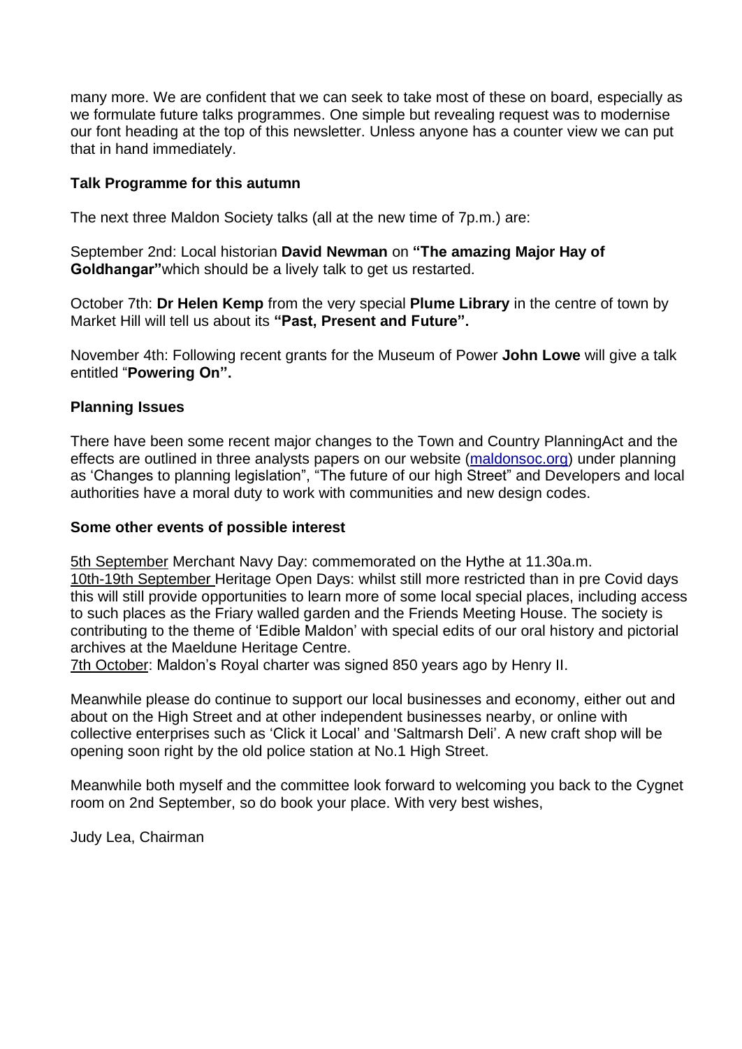many more. We are confident that we can seek to take most of these on board, especially as we formulate future talks programmes. One simple but revealing request was to modernise our font heading at the top of this newsletter. Unless anyone has a counter view we can put that in hand immediately.

### Talk Programme for this autumn

The next three Maldon Society talks (all at the new time of 7p.m.) are:

September 2nd: Local historian **David Newman** on **"The amazing Major Hay of Goldhangar"**which should be a lively talk to get us restarted.

October 7th: **Dr Helen Kemp** from the very special **Plume Library** in the centre of town by Market Hill will tell us about its **"Past, Present and Future".**

November 4th: Following recent grants for the Museum of Power **John Lowe** will give a talk entitled "**Powering On".**

### Planning Issues

There have been some recent major changes to the Town and Country PlanningAct and the effects are outlined in three analysts papers on our website (maldonsoc.org) under planning as 'Changes to planning legislation", "The future of our high Street" and Developers and local authorities have a moral duty to work with communities and new design codes.

### Some other events of possible interest

5th September Merchant Navy Day: commemorated on the Hythe at 11.30a.m.
10th-19th September Heritage Open Days: whilst still more restricted than in pre Covid days this will still provide opportunities to learn more of some local special places, including access to such places as the Friary walled garden and the Friends Meeting House. The society is contributing to the theme of 'Edible Maldon' with special edits of our oral history and pictorial archives at the Maeldune Heritage Centre.
7th October: Maldon's Royal charter was signed 850 years ago by Henry II.

Meanwhile please do continue to support our local businesses and economy, either out and about on the High Street and at other independent businesses nearby, or online with collective enterprises such as 'Click it Local' and 'Saltmarsh Deli'. A new craft shop will be opening soon right by the old police station at No.1 High Street.

Meanwhile both myself and the committee look forward to welcoming you back to the Cygnet room on 2nd September, so do book your place. With very best wishes,

Judy Lea, Chairman